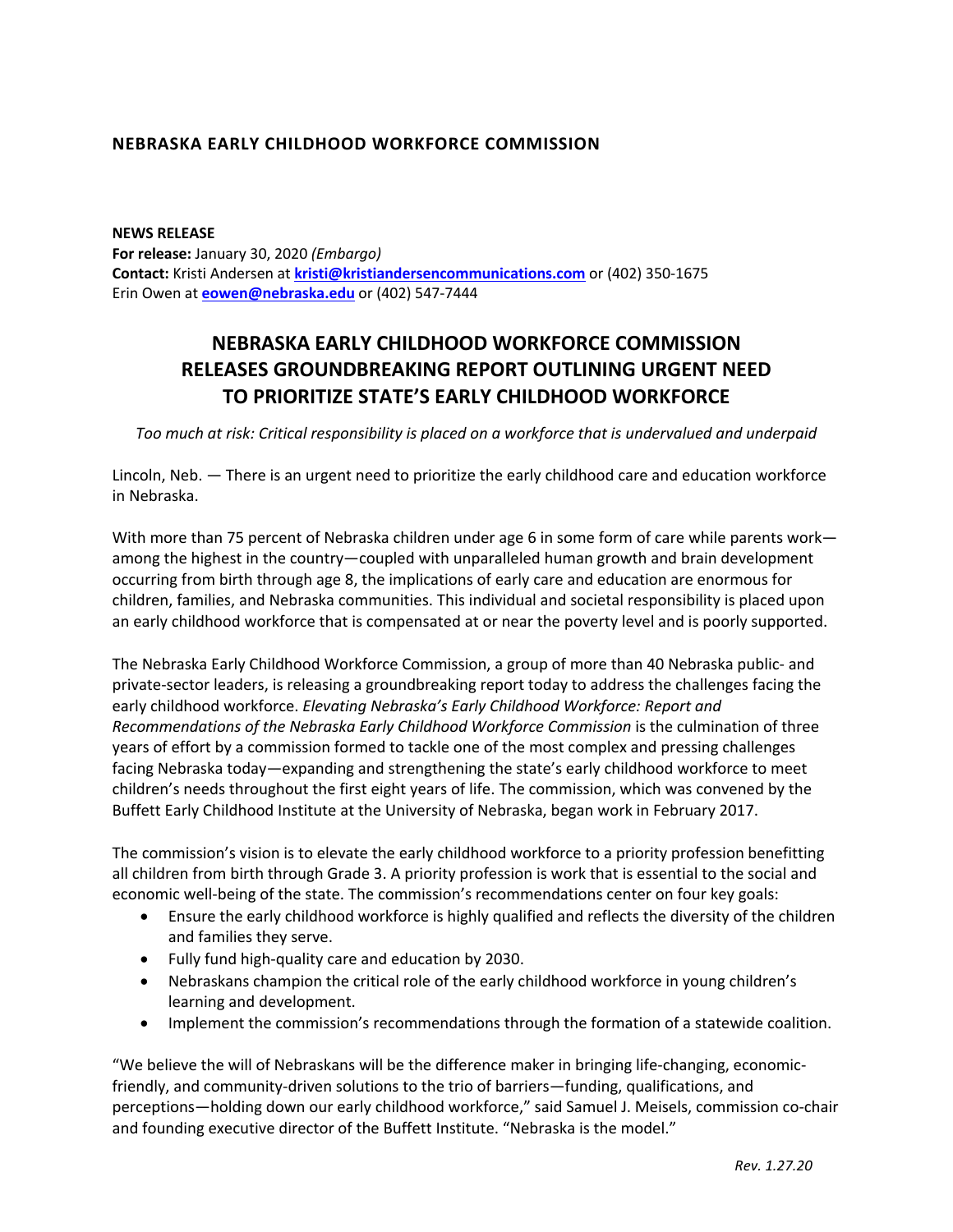**NEBRASKA EARLY CHILDHOOD WORKFORCE COMMISSION**

**NEWS RELEASE**
**For release:** January 30, 2020 *(Embargo)*
**Contact:** Kristi Andersen at **kristi@kristiandersencommunications.com** or (402) 350-1675
Erin Owen at **eowen@nebraska.edu** or (402) 547-7444

# NEBRASKA EARLY CHILDHOOD WORKFORCE COMMISSION RELEASES GROUNDBREAKING REPORT OUTLINING URGENT NEED TO PRIORITIZE STATE'S EARLY CHILDHOOD WORKFORCE

*Too much at risk: Critical responsibility is placed on a workforce that is undervalued and underpaid*

Lincoln, Neb. — There is an urgent need to prioritize the early childhood care and education workforce in Nebraska.

With more than 75 percent of Nebraska children under age 6 in some form of care while parents work—among the highest in the country—coupled with unparalleled human growth and brain development occurring from birth through age 8, the implications of early care and education are enormous for children, families, and Nebraska communities. This individual and societal responsibility is placed upon an early childhood workforce that is compensated at or near the poverty level and is poorly supported.

The Nebraska Early Childhood Workforce Commission, a group of more than 40 Nebraska public- and private-sector leaders, is releasing a groundbreaking report today to address the challenges facing the early childhood workforce. *Elevating Nebraska's Early Childhood Workforce: Report and Recommendations of the Nebraska Early Childhood Workforce Commission* is the culmination of three years of effort by a commission formed to tackle one of the most complex and pressing challenges facing Nebraska today—expanding and strengthening the state's early childhood workforce to meet children's needs throughout the first eight years of life. The commission, which was convened by the Buffett Early Childhood Institute at the University of Nebraska, began work in February 2017.

The commission's vision is to elevate the early childhood workforce to a priority profession benefitting all children from birth through Grade 3. A priority profession is work that is essential to the social and economic well-being of the state. The commission's recommendations center on four key goals:

- Ensure the early childhood workforce is highly qualified and reflects the diversity of the children and families they serve.
- Fully fund high-quality care and education by 2030.
- Nebraskans champion the critical role of the early childhood workforce in young children's learning and development.
- Implement the commission's recommendations through the formation of a statewide coalition.

"We believe the will of Nebraskans will be the difference maker in bringing life-changing, economic-friendly, and community-driven solutions to the trio of barriers—funding, qualifications, and perceptions—holding down our early childhood workforce," said Samuel J. Meisels, commission co-chair and founding executive director of the Buffett Institute. "Nebraska is the model."

*Rev. 1.27.20*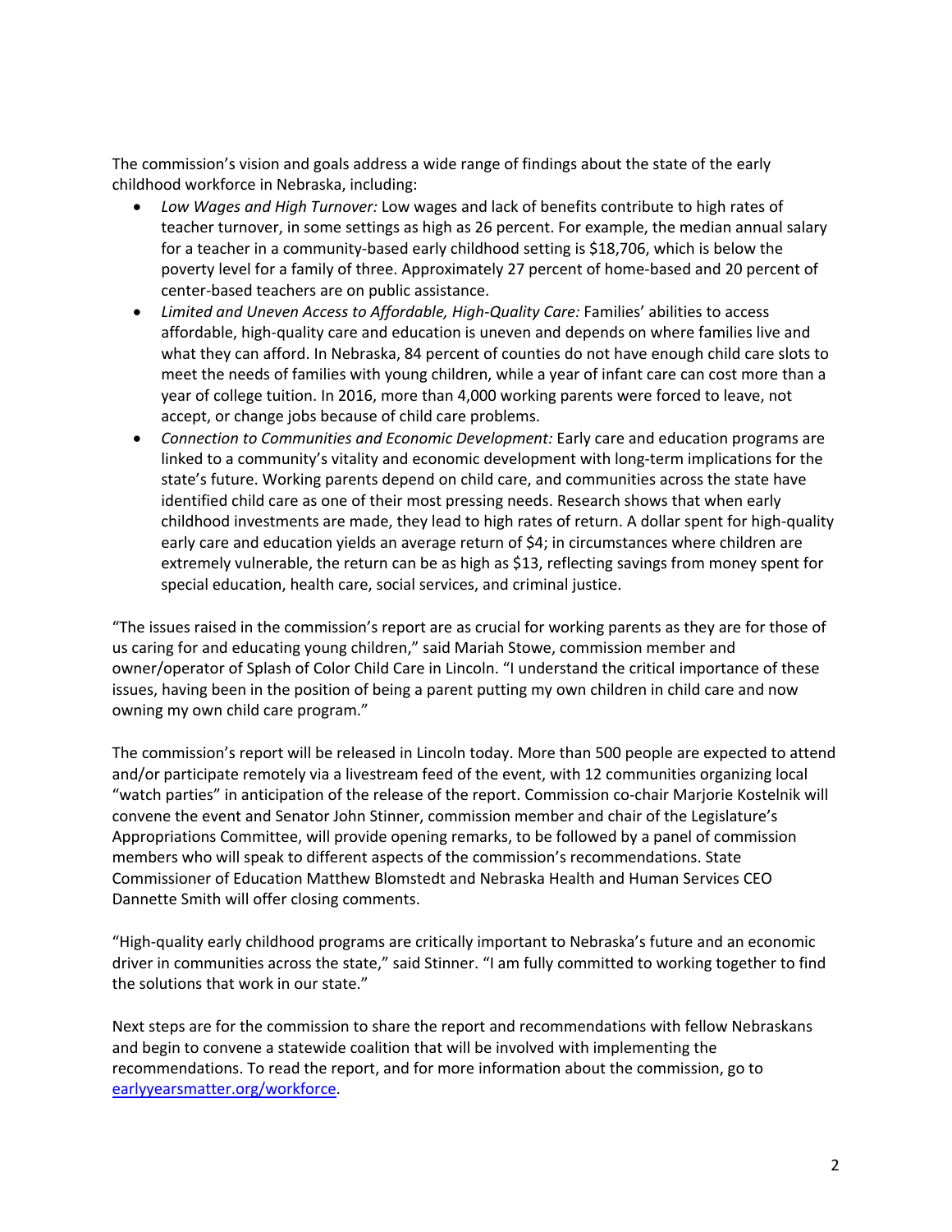The commission's vision and goals address a wide range of findings about the state of the early childhood workforce in Nebraska, including:

- *Low Wages and High Turnover:* Low wages and lack of benefits contribute to high rates of teacher turnover, in some settings as high as 26 percent. For example, the median annual salary for a teacher in a community-based early childhood setting is $18,706, which is below the poverty level for a family of three. Approximately 27 percent of home-based and 20 percent of center-based teachers are on public assistance.
- *Limited and Uneven Access to Affordable, High-Quality Care:* Families' abilities to access affordable, high-quality care and education is uneven and depends on where families live and what they can afford. In Nebraska, 84 percent of counties do not have enough child care slots to meet the needs of families with young children, while a year of infant care can cost more than a year of college tuition. In 2016, more than 4,000 working parents were forced to leave, not accept, or change jobs because of child care problems.
- *Connection to Communities and Economic Development:* Early care and education programs are linked to a community's vitality and economic development with long-term implications for the state's future. Working parents depend on child care, and communities across the state have identified child care as one of their most pressing needs. Research shows that when early childhood investments are made, they lead to high rates of return. A dollar spent for high-quality early care and education yields an average return of $4; in circumstances where children are extremely vulnerable, the return can be as high as $13, reflecting savings from money spent for special education, health care, social services, and criminal justice.

"The issues raised in the commission's report are as crucial for working parents as they are for those of us caring for and educating young children," said Mariah Stowe, commission member and owner/operator of Splash of Color Child Care in Lincoln. "I understand the critical importance of these issues, having been in the position of being a parent putting my own children in child care and now owning my own child care program."

The commission's report will be released in Lincoln today. More than 500 people are expected to attend and/or participate remotely via a livestream feed of the event, with 12 communities organizing local "watch parties" in anticipation of the release of the report. Commission co-chair Marjorie Kostelnik will convene the event and Senator John Stinner, commission member and chair of the Legislature's Appropriations Committee, will provide opening remarks, to be followed by a panel of commission members who will speak to different aspects of the commission's recommendations. State Commissioner of Education Matthew Blomstedt and Nebraska Health and Human Services CEO Dannette Smith will offer closing comments.

"High-quality early childhood programs are critically important to Nebraska's future and an economic driver in communities across the state," said Stinner. "I am fully committed to working together to find the solutions that work in our state."

Next steps are for the commission to share the report and recommendations with fellow Nebraskans and begin to convene a statewide coalition that will be involved with implementing the recommendations. To read the report, and for more information about the commission, go to [earlyyearsmatter.org/workforce](earlyyearsmatter.org/workforce).